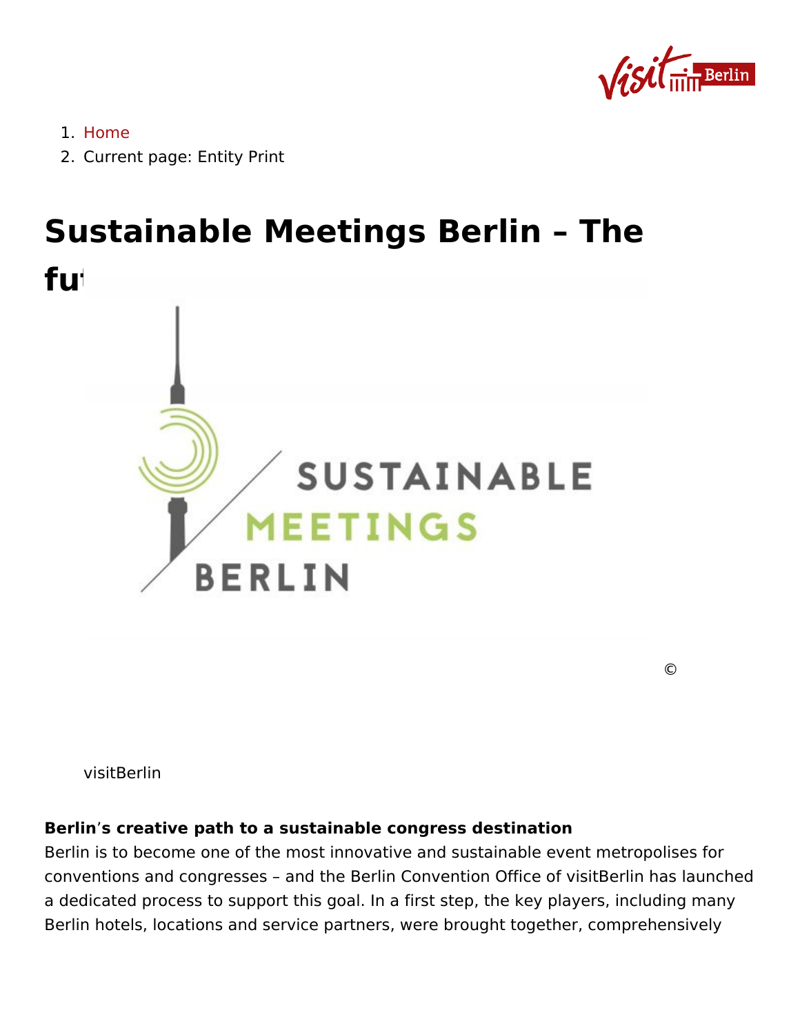1. Home
2. Current page: Entity Print

# Sustainable Meetings Berlin – The fu

©

visitBerlin

**Berlin's creative path to a sustainable congress destination**

Berlin is to become one of the most innovative and sustainable event metropolises for conventions and congresses – and the Berlin Convention Office of visitBerlin has launched a dedicated process to support this goal. In a first step, the key players, including many Berlin hotels, locations and service partners, were brought together, comprehensively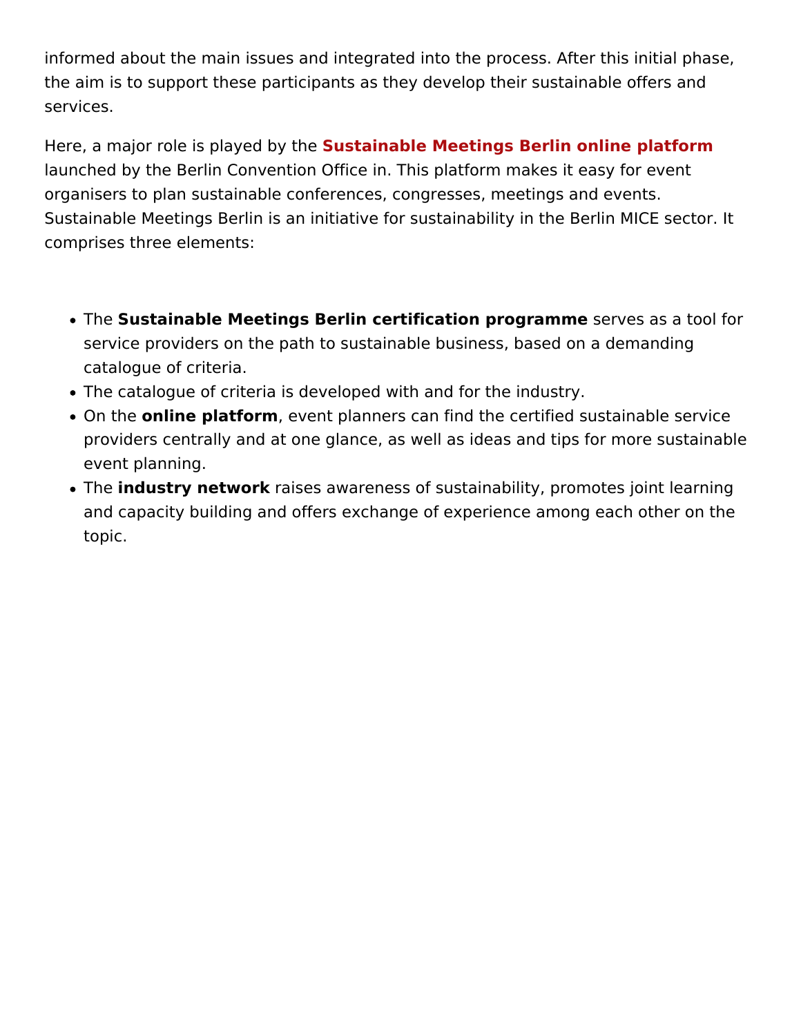informed about the main issues and integrated into the process. After this initial phase, the aim is to support these participants as they develop their sustainable offers and services.

Here, a major role is played by the **Sustainable Meetings Berlin online platform** launched by the Berlin Convention Office in. This platform makes it easy for event organisers to plan sustainable conferences, congresses, meetings and events. Sustainable Meetings Berlin is an initiative for sustainability in the Berlin MICE sector. It comprises three elements:

- The **Sustainable Meetings Berlin certification programme** serves as a tool for service providers on the path to sustainable business, based on a demanding catalogue of criteria.
- The catalogue of criteria is developed with and for the industry.
- On the **online platform**, event planners can find the certified sustainable service providers centrally and at one glance, as well as ideas and tips for more sustainable event planning.
- The **industry network** raises awareness of sustainability, promotes joint learning and capacity building and offers exchange of experience among each other on the topic.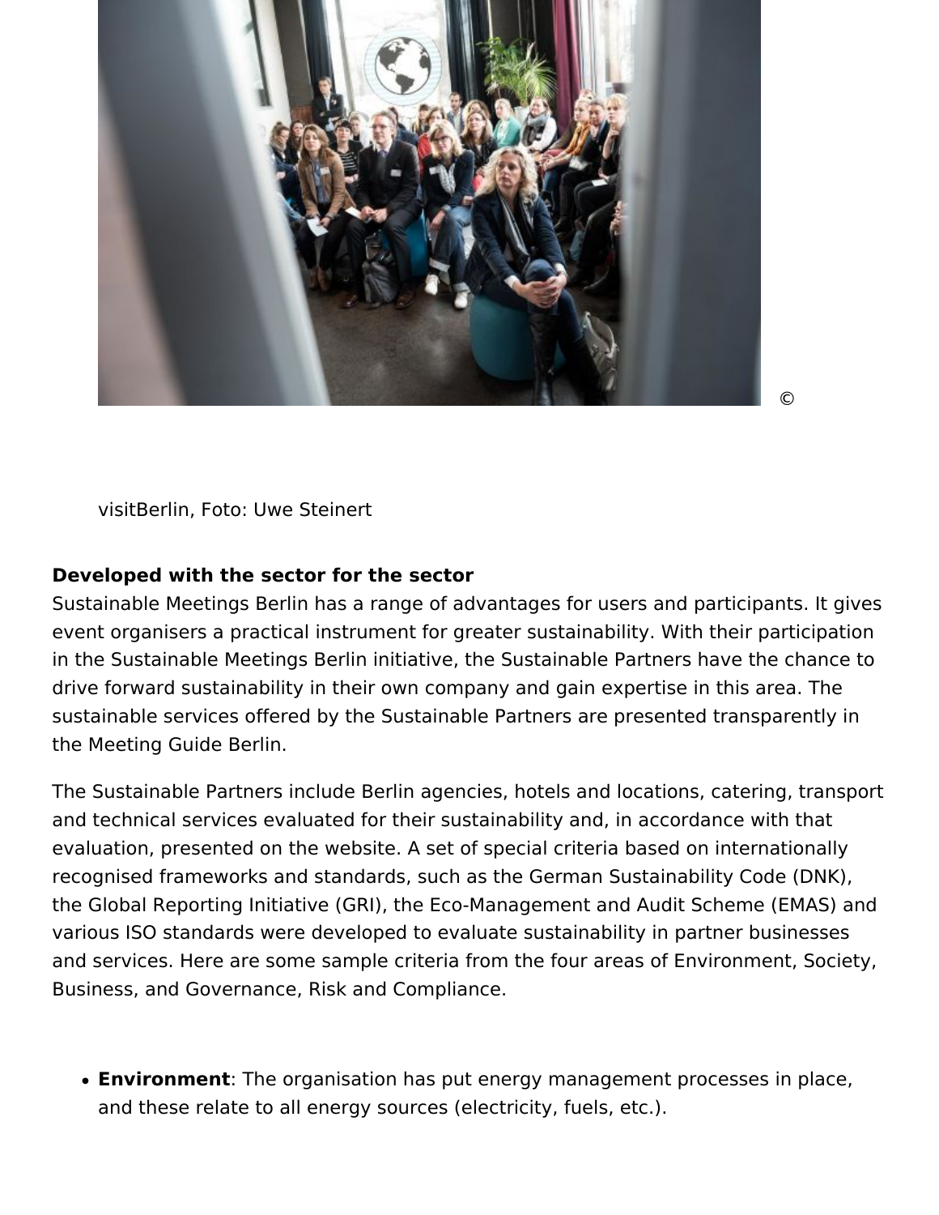©

visitBerlin, Foto: Uwe Steinert

**Developed with the sector for the sector**
Sustainable Meetings Berlin has a range of advantages for users and participants. It gives event organisers a practical instrument for greater sustainability. With their participation in the Sustainable Meetings Berlin initiative, the Sustainable Partners have the chance to drive forward sustainability in their own company and gain expertise in this area. The sustainable services offered by the Sustainable Partners are presented transparently in the Meeting Guide Berlin.

The Sustainable Partners include Berlin agencies, hotels and locations, catering, transport and technical services evaluated for their sustainability and, in accordance with that evaluation, presented on the website. A set of special criteria based on internationally recognised frameworks and standards, such as the German Sustainability Code (DNK), the Global Reporting Initiative (GRI), the Eco-Management and Audit Scheme (EMAS) and various ISO standards were developed to evaluate sustainability in partner businesses and services. Here are some sample criteria from the four areas of Environment, Society, Business, and Governance, Risk and Compliance.

- **Environment**: The organisation has put energy management processes in place, and these relate to all energy sources (electricity, fuels, etc.).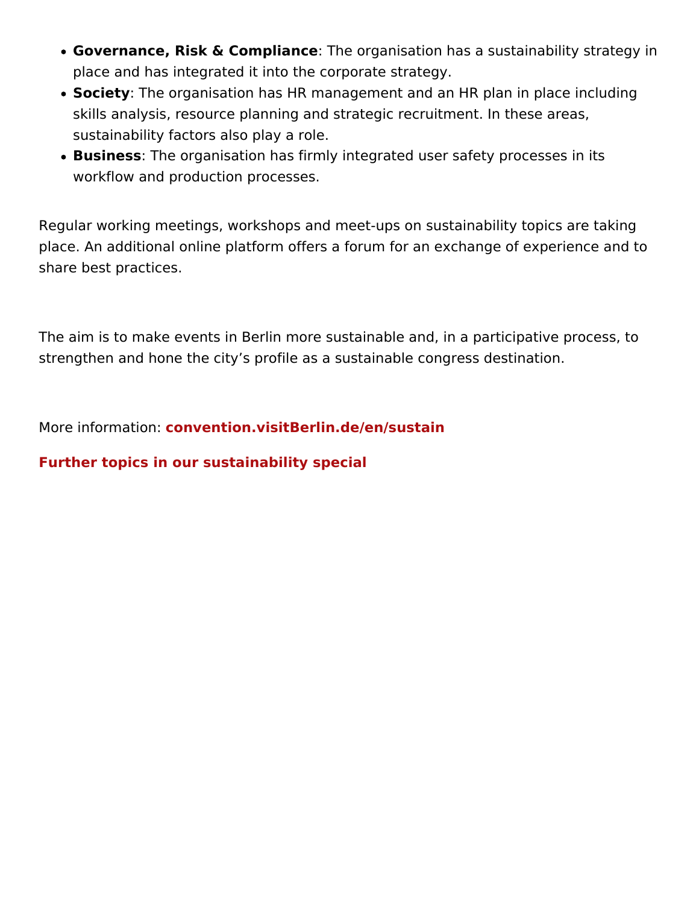- **Governance, Risk & Compliance**: The organisation has a sustainability strategy in place and has integrated it into the corporate strategy.
- **Society**: The organisation has HR management and an HR plan in place including skills analysis, resource planning and strategic recruitment. In these areas, sustainability factors also play a role.
- **Business**: The organisation has firmly integrated user safety processes in its workflow and production processes.

Regular working meetings, workshops and meet-ups on sustainability topics are taking place. An additional online platform offers a forum for an exchange of experience and to share best practices.

The aim is to make events in Berlin more sustainable and, in a participative process, to strengthen and hone the city’s profile as a sustainable congress destination.

More information: **convention.visitBerlin.de/en/sustain**

**Further topics in our sustainability special**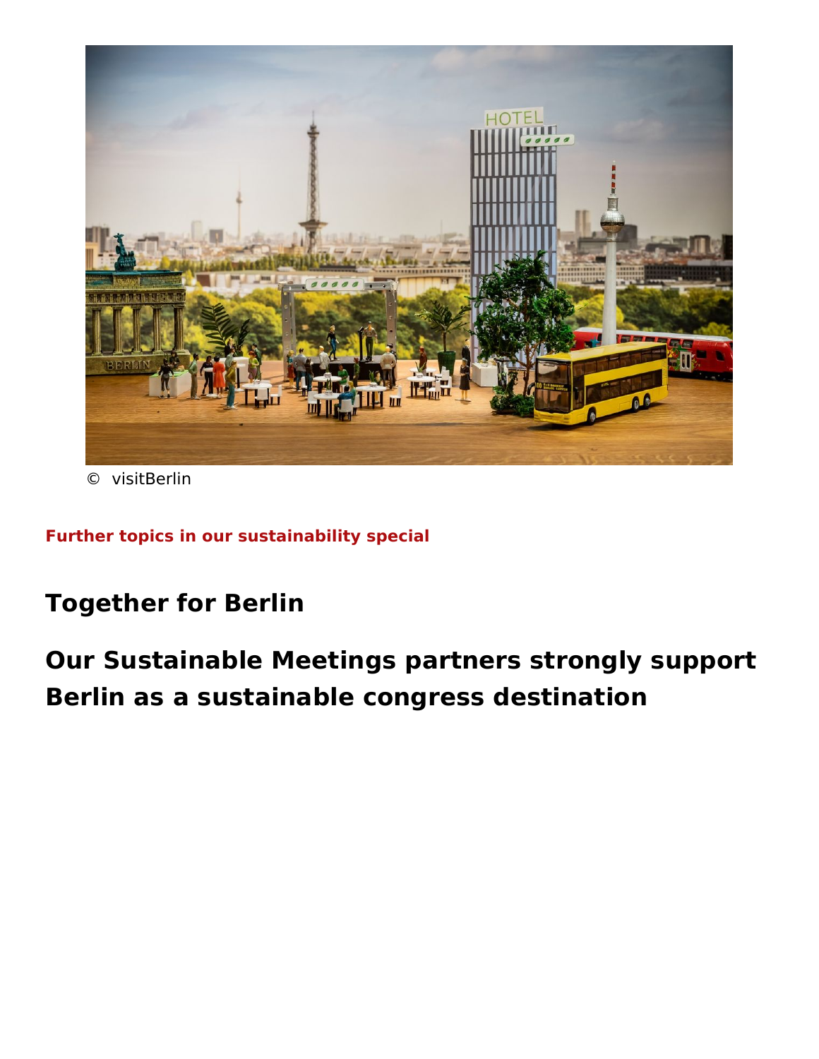© visitBerlin

**Further topics in our sustainability special**

## Together for Berlin

## Our Sustainable Meetings partners strongly support Berlin as a sustainable congress destination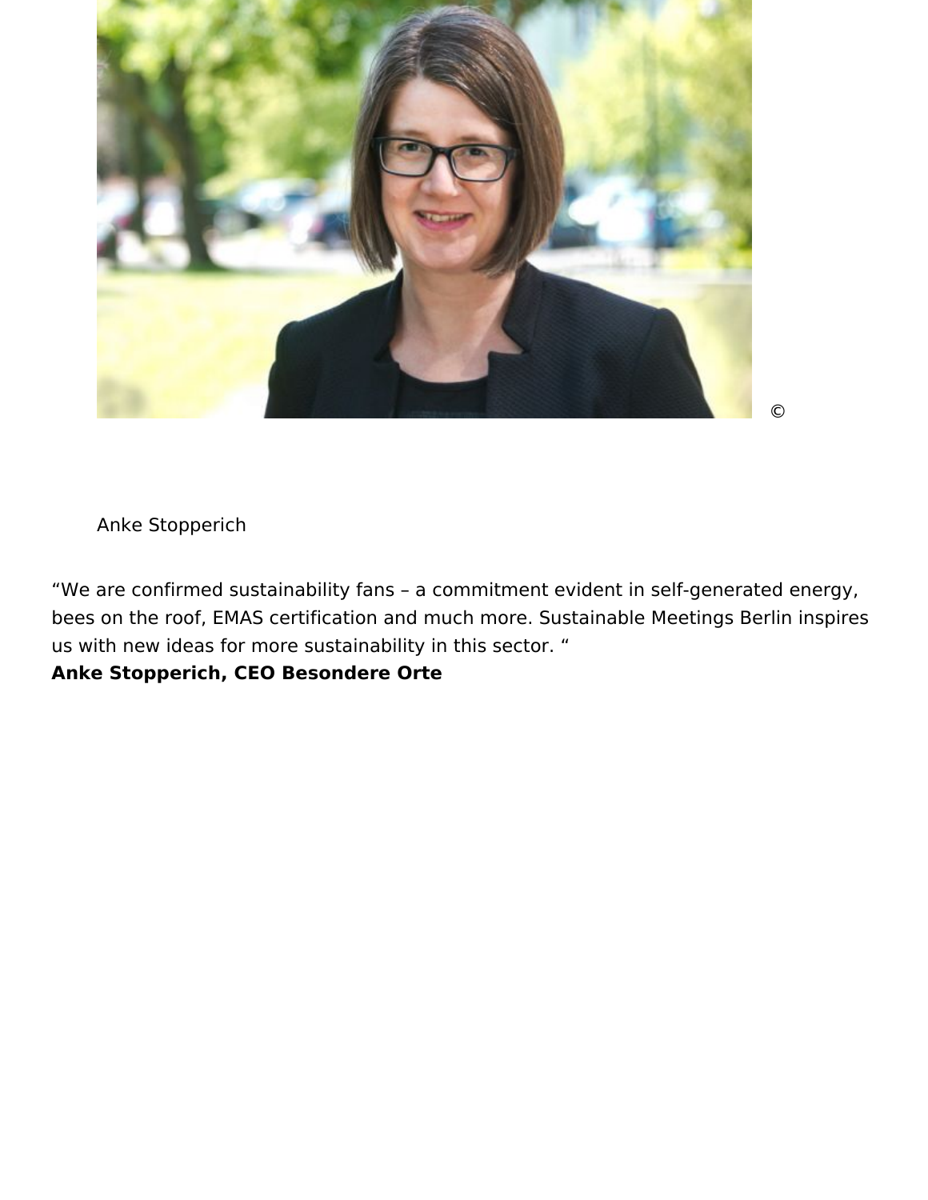©

Anke Stopperich

“We are confirmed sustainability fans – a commitment evident in self-generated energy, bees on the roof, EMAS certification and much more. Sustainable Meetings Berlin inspires us with new ideas for more sustainability in this sector. “
**Anke Stopperich, CEO Besondere Orte**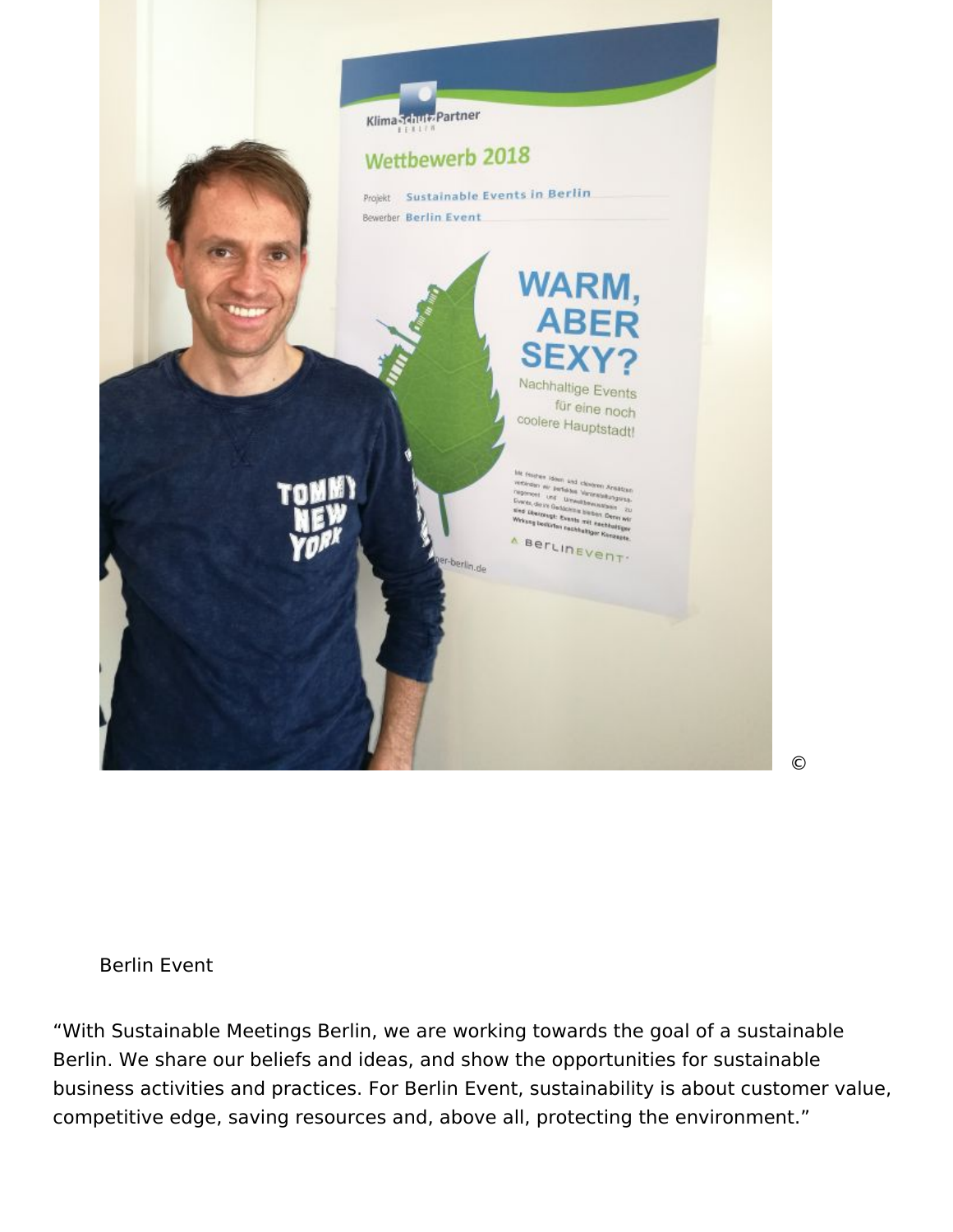©

Berlin Event

“With Sustainable Meetings Berlin, we are working towards the goal of a sustainable Berlin. We share our beliefs and ideas, and show the opportunities for sustainable business activities and practices. For Berlin Event, sustainability is about customer value, competitive edge, saving resources and, above all, protecting the environment.”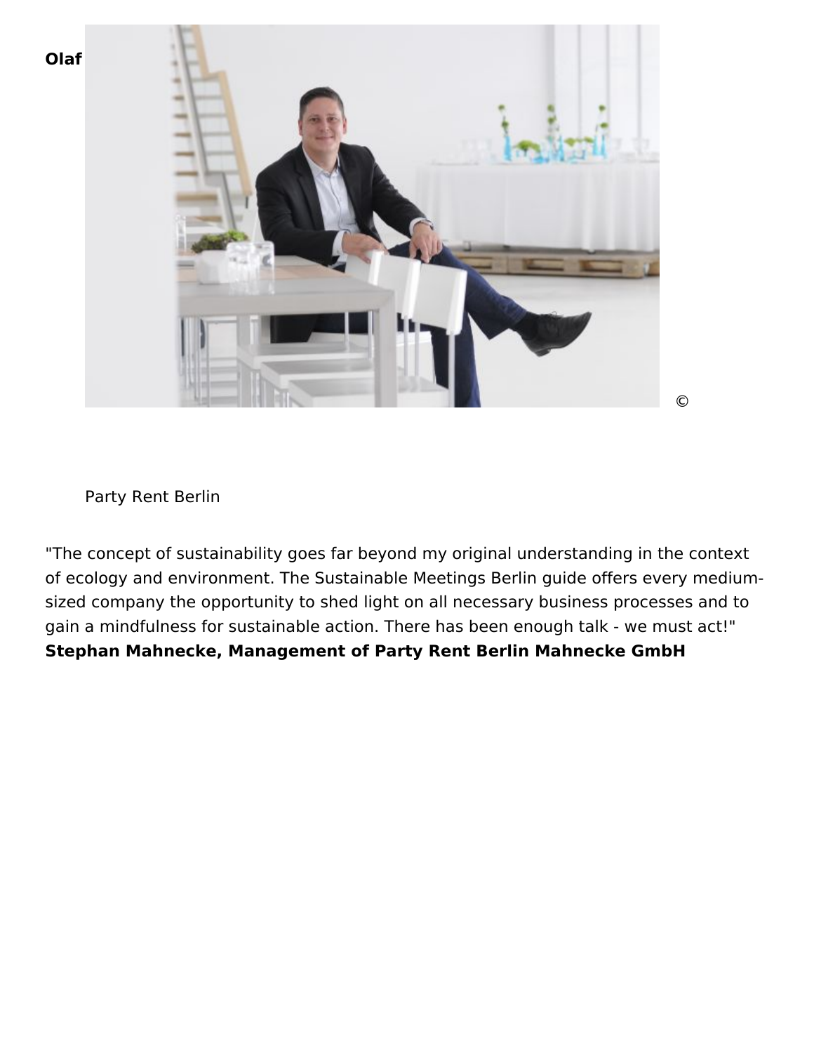**Olaf**

©

Party Rent Berlin

"The concept of sustainability goes far beyond my original understanding in the context of ecology and environment. The Sustainable Meetings Berlin guide offers every medium-sized company the opportunity to shed light on all necessary business processes and to gain a mindfulness for sustainable action. There has been enough talk - we must act!"
**Stephan Mahnecke, Management of Party Rent Berlin Mahnecke GmbH**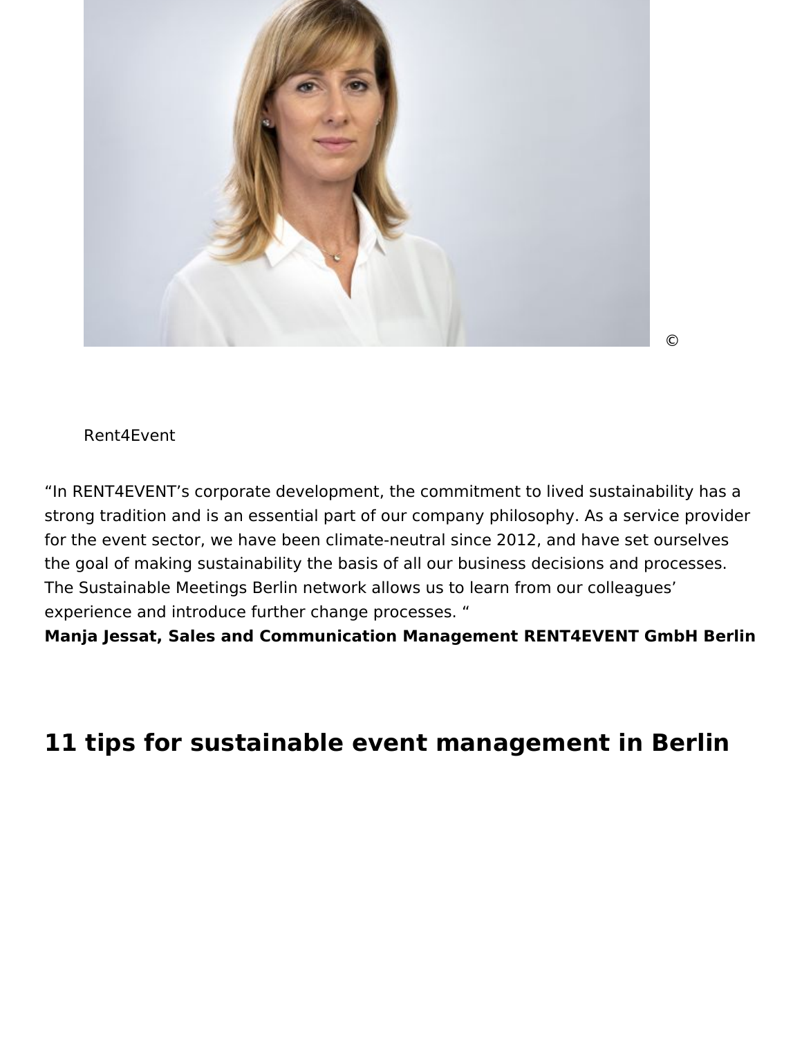© Rent4Event

“In RENT4EVENT’s corporate development, the commitment to lived sustainability has a strong tradition and is an essential part of our company philosophy. As a service provider for the event sector, we have been climate-neutral since 2012, and have set ourselves the goal of making sustainability the basis of all our business decisions and processes. The Sustainable Meetings Berlin network allows us to learn from our colleagues’ experience and introduce further change processes. “
**Manja Jessat, Sales and Communication Management RENT4EVENT GmbH Berlin**

## 11 tips for sustainable event management in Berlin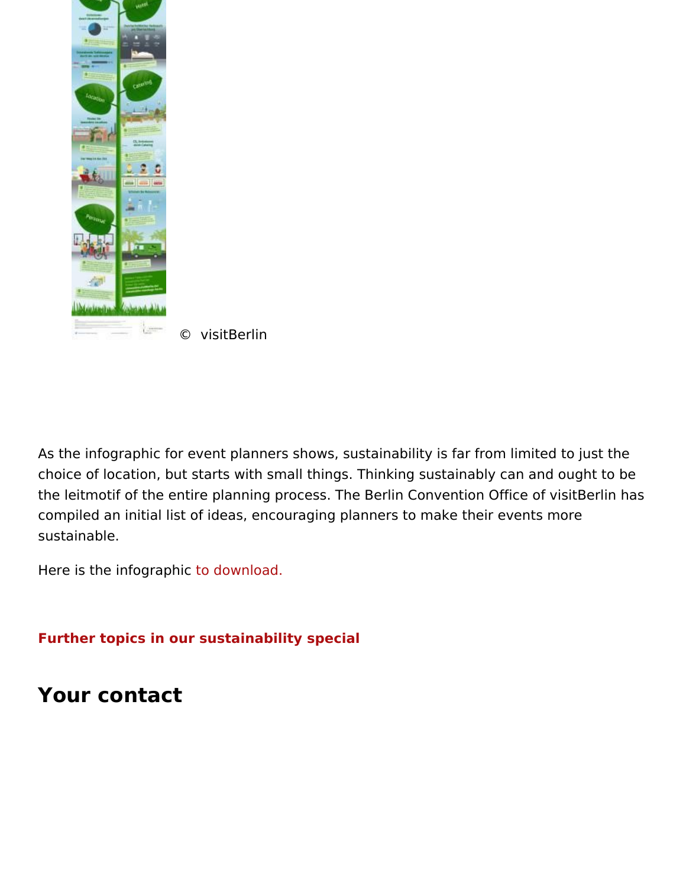© visitBerlin

As the infographic for event planners shows, sustainability is far from limited to just the choice of location, but starts with small things. Thinking sustainably can and ought to be the leitmotif of the entire planning process. The Berlin Convention Office of visitBerlin has compiled an initial list of ideas, encouraging planners to make their events more sustainable.

Here is the infographic to download.

**Further topics in our sustainability special**

## Your contact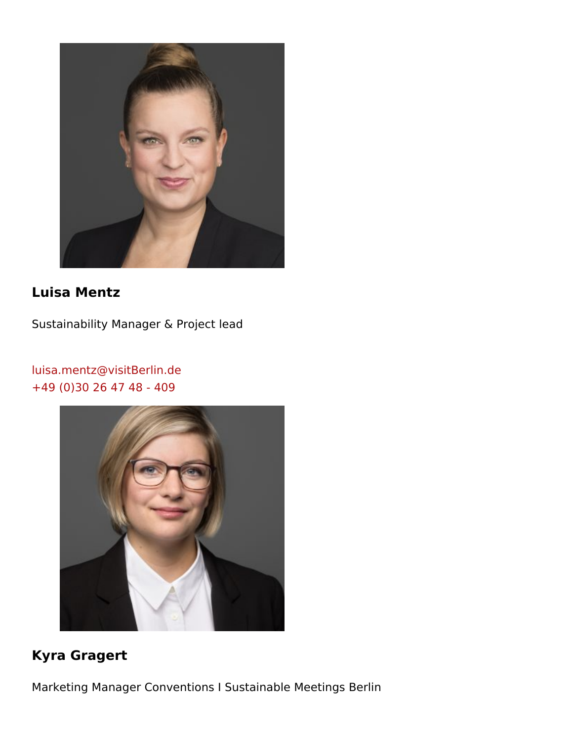**Luisa Mentz**

Sustainability Manager & Project lead

luisa.mentz@visitBerlin.de
+49 (0)30 26 47 48 - 409

**Kyra Gragert**

Marketing Manager Conventions I Sustainable Meetings Berlin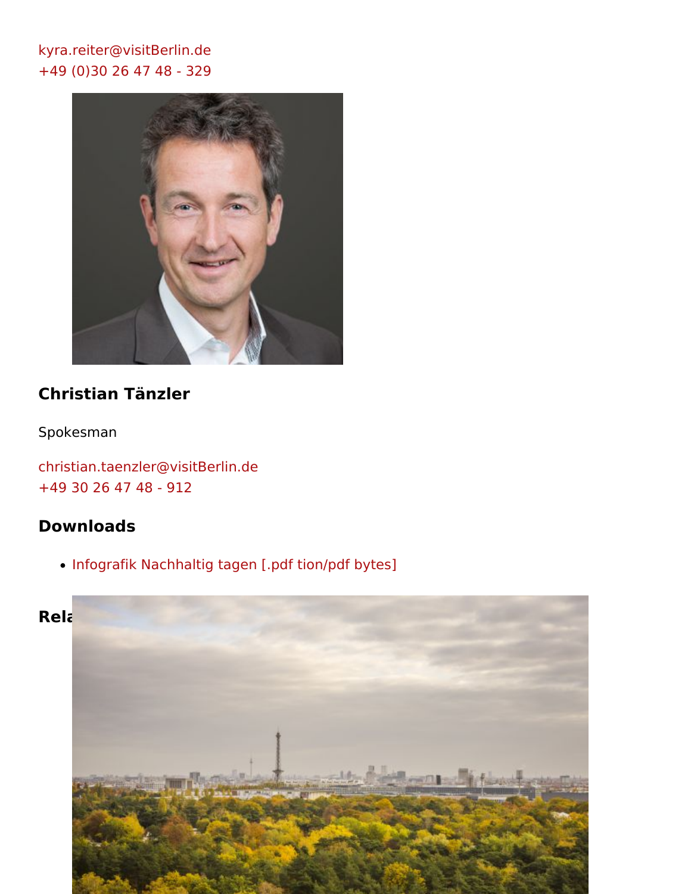kyra.reiter@visitBerlin.de
+49 (0)30 26 47 48 - 329

## Christian Tänzler

Spokesman

christian.taenzler@visitBerlin.de
+49 30 26 47 48 - 912

## Downloads

- Infografik Nachhaltig tagen [.pdf tion/pdf bytes]

## Rela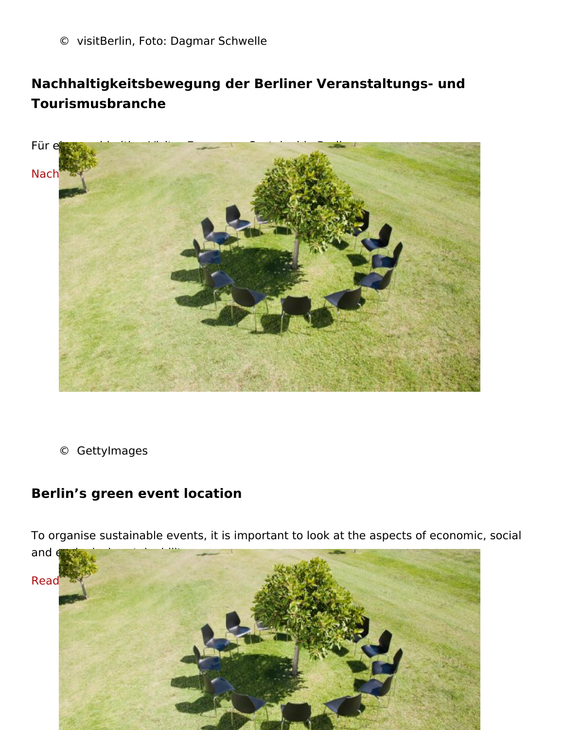© visitBerlin, Foto: Dagmar Schwelle

## Nachhaltigkeitsbewegung der Berliner Veranstaltungs- und Tourismusbranche

Für e

Nach

© GettyImages

## Berlin's green event location

To organise sustainable events, it is important to look at the aspects of economic, social and e

Read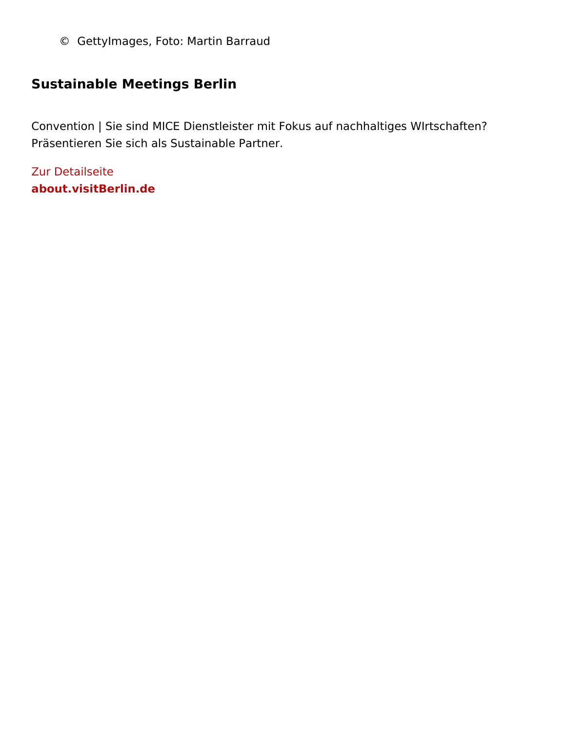- © GettyImages, Foto: Martin Barraud

### Sustainable Meetings Berlin

Convention | Sie sind MICE Dienstleister mit Fokus auf nachhaltiges WIrtschaften? Präsentieren Sie sich als Sustainable Partner.

Zur Detailseite
**about.visitBerlin.de**